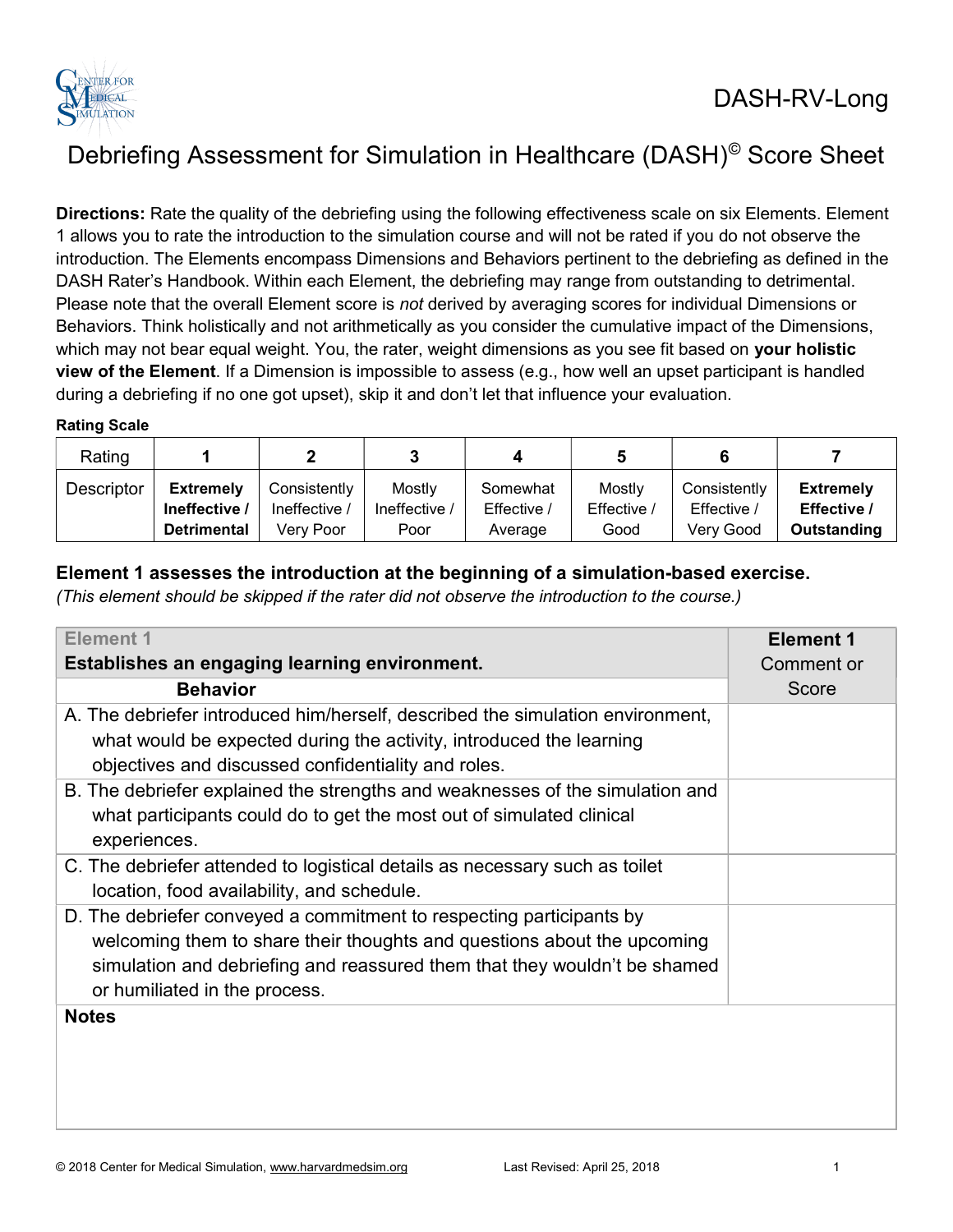DASH-RV-Long

# Debriefing Assessment for Simulation in Healthcare (DASH)© Score Sheet

**Directions:** Rate the quality of the debriefing using the following effectiveness scale on six Elements. Element 1 allows you to rate the introduction to the simulation course and will not be rated if you do not observe the introduction. The Elements encompass Dimensions and Behaviors pertinent to the debriefing as defined in the DASH Rater's Handbook. Within each Element, the debriefing may range from outstanding to detrimental. Please note that the overall Element score is *not* derived by averaging scores for individual Dimensions or Behaviors. Think holistically and not arithmetically as you consider the cumulative impact of the Dimensions, which may not bear equal weight. You, the rater, weight dimensions as you see fit based on **your holistic view of the Element**. If a Dimension is impossible to assess (e.g., how well an upset participant is handled during a debriefing if no one got upset), skip it and don't let that influence your evaluation.

**Rating Scale**

| Rating | 1 | 2 | 3 | 4 | 5 | 6 | 7 |
|---|---|---|---|---|---|---|---|
| Descriptor | **Extremely Ineffective / Detrimental** | Consistently Ineffective / Very Poor | Mostly Ineffective / Poor | Somewhat Effective / Average | Mostly Effective / Good | Consistently Effective / Very Good | **Extremely Effective / Outstanding** |

### Element 1 assesses the introduction at the beginning of a simulation-based exercise.

*(This element should be skipped if the rater did not observe the introduction to the course.)*

| Element 1<br>**Establishes an engaging learning environment.**<br>**Behavior** | **Element 1**<br>Comment or Score |
|---|---|
| A. The debriefer introduced him/herself, described the simulation environment, what would be expected during the activity, introduced the learning objectives and discussed confidentiality and roles. | |
| B. The debriefer explained the strengths and weaknesses of the simulation and what participants could do to get the most out of simulated clinical experiences. | |
| C. The debriefer attended to logistical details as necessary such as toilet location, food availability, and schedule. | |
| D. The debriefer conveyed a commitment to respecting participants by welcoming them to share their thoughts and questions about the upcoming simulation and debriefing and reassured them that they wouldn't be shamed or humiliated in the process. | |
| **Notes** | |

© 2018 Center for Medical Simulation, www.harvardmedsim.org Last Revised: April 25, 2018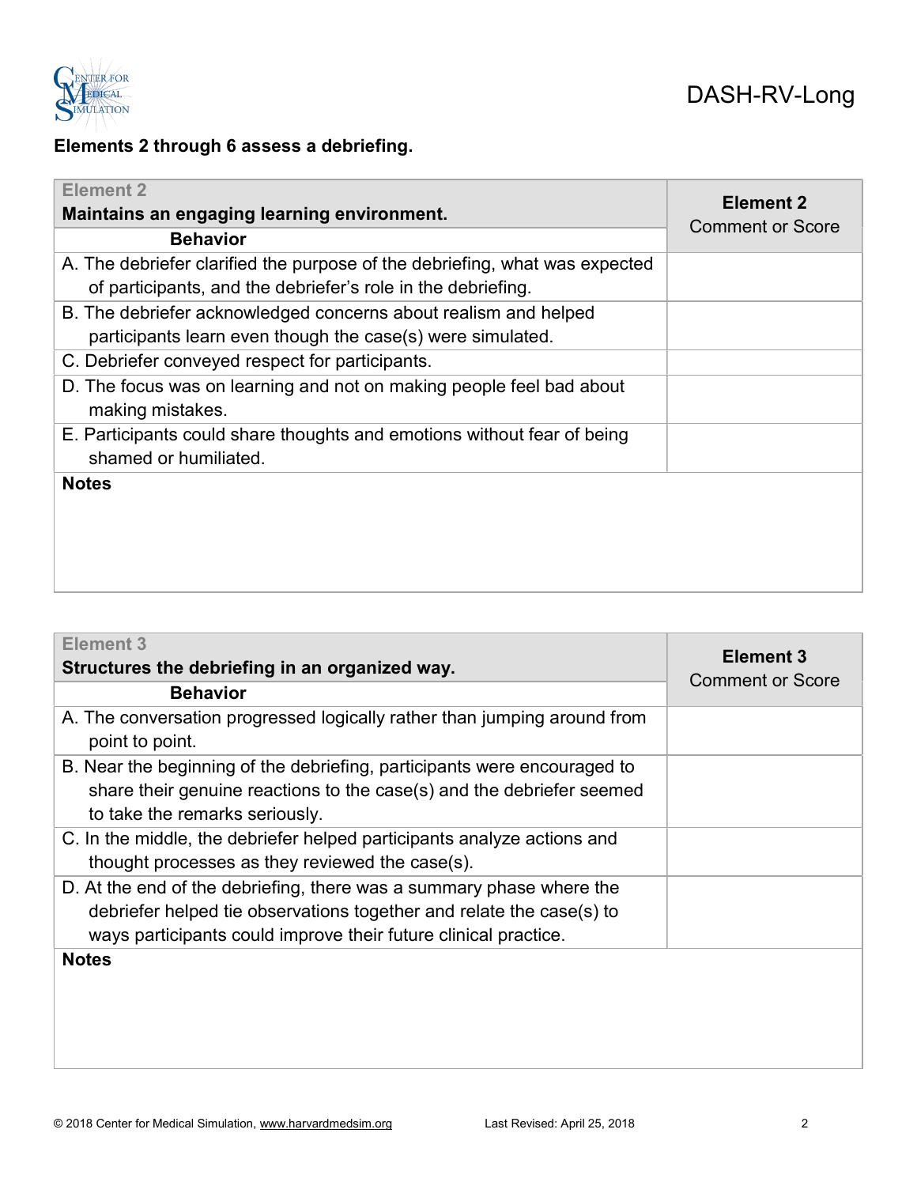**Elements 2 through 6 assess a debriefing.**

| Element 2<br>**Maintains an engaging learning environment.** | **Element 2**<br>Comment or Score |
|---|---|
| **Behavior** | |
| A. The debriefer clarified the purpose of the debriefing, what was expected of participants, and the debriefer's role in the debriefing. | |
| B. The debriefer acknowledged concerns about realism and helped participants learn even though the case(s) were simulated. | |
| C. Debriefer conveyed respect for participants. | |
| D. The focus was on learning and not on making people feel bad about making mistakes. | |
| E. Participants could share thoughts and emotions without fear of being shamed or humiliated. | |
| **Notes** | |

| Element 3<br>**Structures the debriefing in an organized way.** | **Element 3**<br>Comment or Score |
|---|---|
| **Behavior** | |
| A. The conversation progressed logically rather than jumping around from point to point. | |
| B. Near the beginning of the debriefing, participants were encouraged to share their genuine reactions to the case(s) and the debriefer seemed to take the remarks seriously. | |
| C. In the middle, the debriefer helped participants analyze actions and thought processes as they reviewed the case(s). | |
| D. At the end of the debriefing, there was a summary phase where the debriefer helped tie observations together and relate the case(s) to ways participants could improve their future clinical practice. | |
| **Notes** | |

© 2018 Center for Medical Simulation, www.harvardmedsim.org Last Revised: April 25, 2018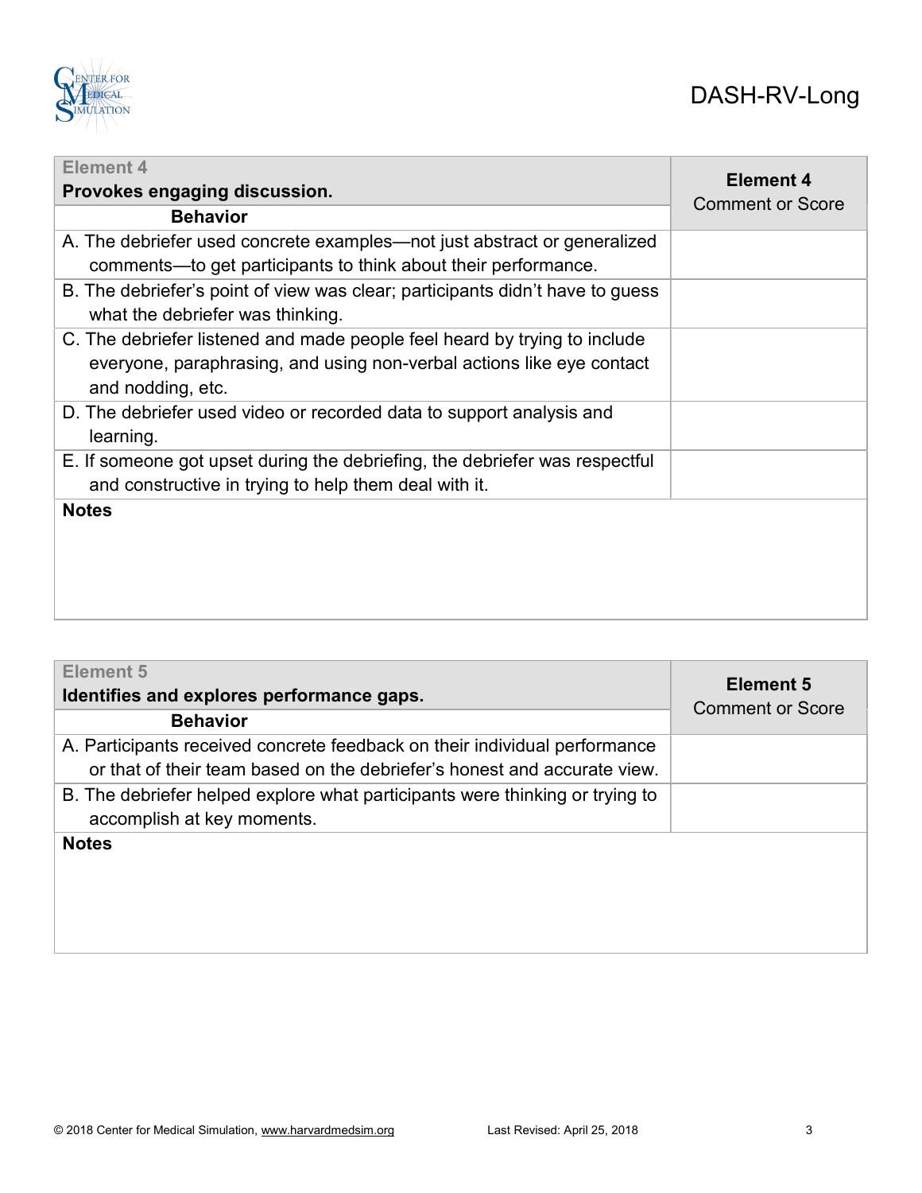| Element 4<br>**Provokes engaging discussion.** | **Element 4**<br>Comment or Score |
|---|---|
| **Behavior** | |
| A. The debriefer used concrete examples—not just abstract or generalized comments—to get participants to think about their performance. | |
| B. The debriefer's point of view was clear; participants didn't have to guess what the debriefer was thinking. | |
| C. The debriefer listened and made people feel heard by trying to include everyone, paraphrasing, and using non-verbal actions like eye contact and nodding, etc. | |
| D. The debriefer used video or recorded data to support analysis and learning. | |
| E. If someone got upset during the debriefing, the debriefer was respectful and constructive in trying to help them deal with it. | |
| **Notes** | |

| Element 5<br>**Identifies and explores performance gaps.** | **Element 5**<br>Comment or Score |
|---|---|
| **Behavior** | |
| A. Participants received concrete feedback on their individual performance or that of their team based on the debriefer's honest and accurate view. | |
| B. The debriefer helped explore what participants were thinking or trying to accomplish at key moments. | |
| **Notes** | |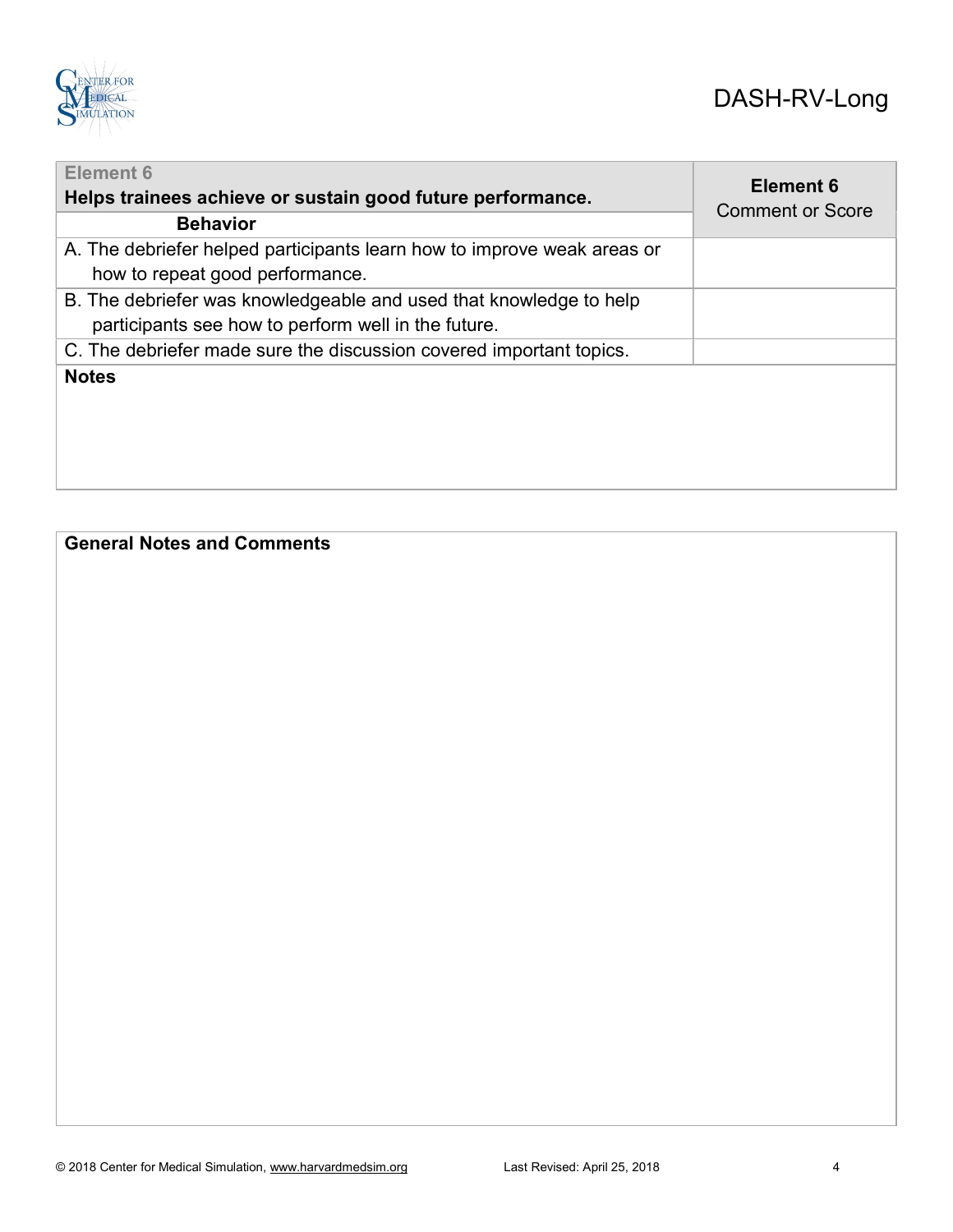| Element 6<br>**Helps trainees achieve or sustain good future performance.**<br>**Behavior** | **Element 6**<br>Comment or Score |
|---|---|
| A. The debriefer helped participants learn how to improve weak areas or how to repeat good performance. | |
| B. The debriefer was knowledgeable and used that knowledge to help participants see how to perform well in the future. | |
| C. The debriefer made sure the discussion covered important topics. | |
| **Notes** | |

**General Notes and Comments**

© 2018 Center for Medical Simulation, www.harvardmedsim.org Last Revised: April 25, 2018